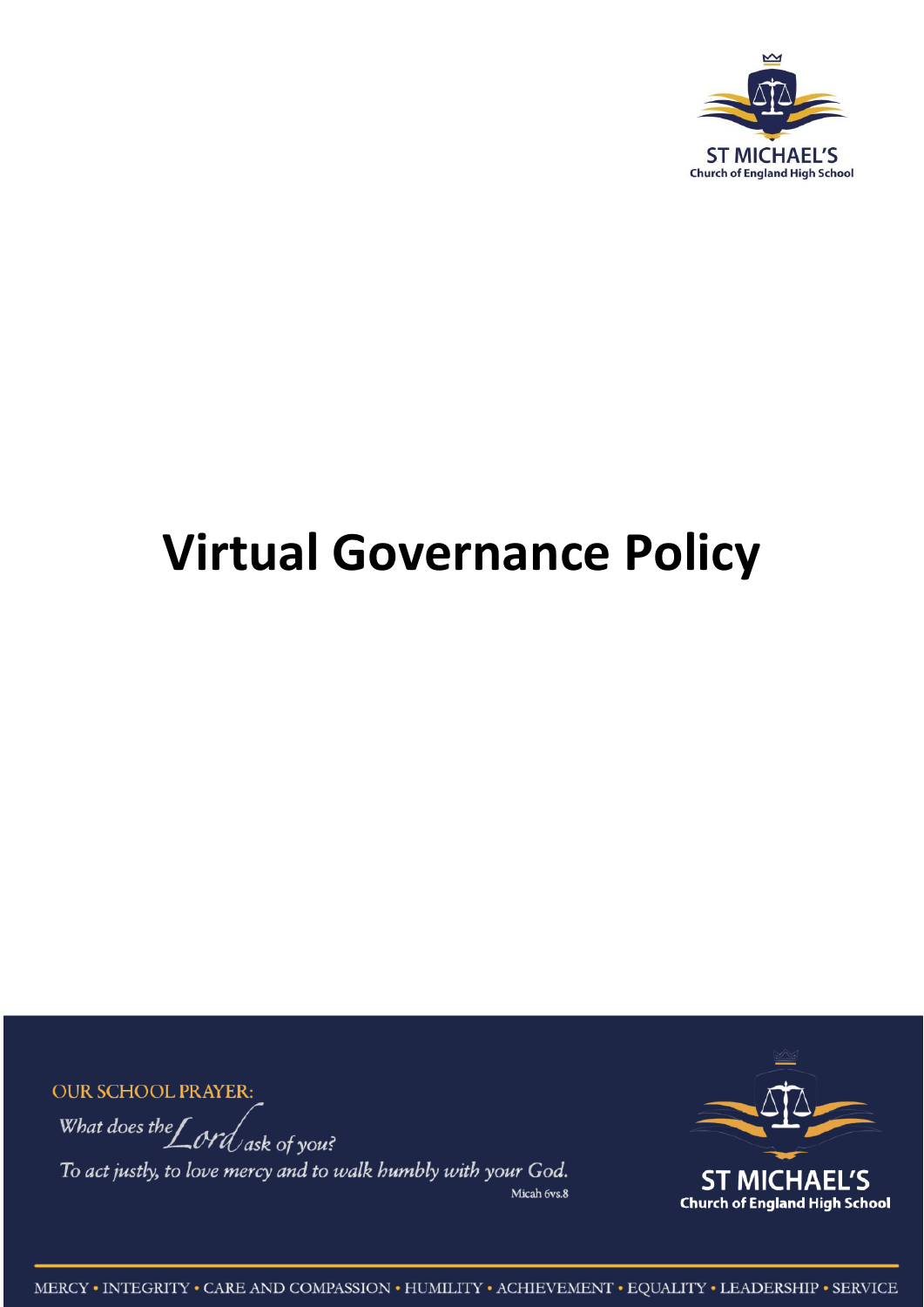ST MICHAEL'S
Church of England High School

# Virtual Governance Policy

OUR SCHOOL PRAYER:

*What does the Lord ask of you?*

*To act justly, to love mercy and to walk humbly with your God.*

Micah 6vs.8

ST MICHAEL'S
Church of England High School

MERCY • INTEGRITY • CARE AND COMPASSION • HUMILITY • ACHIEVEMENT • EQUALITY • LEADERSHIP • SERVICE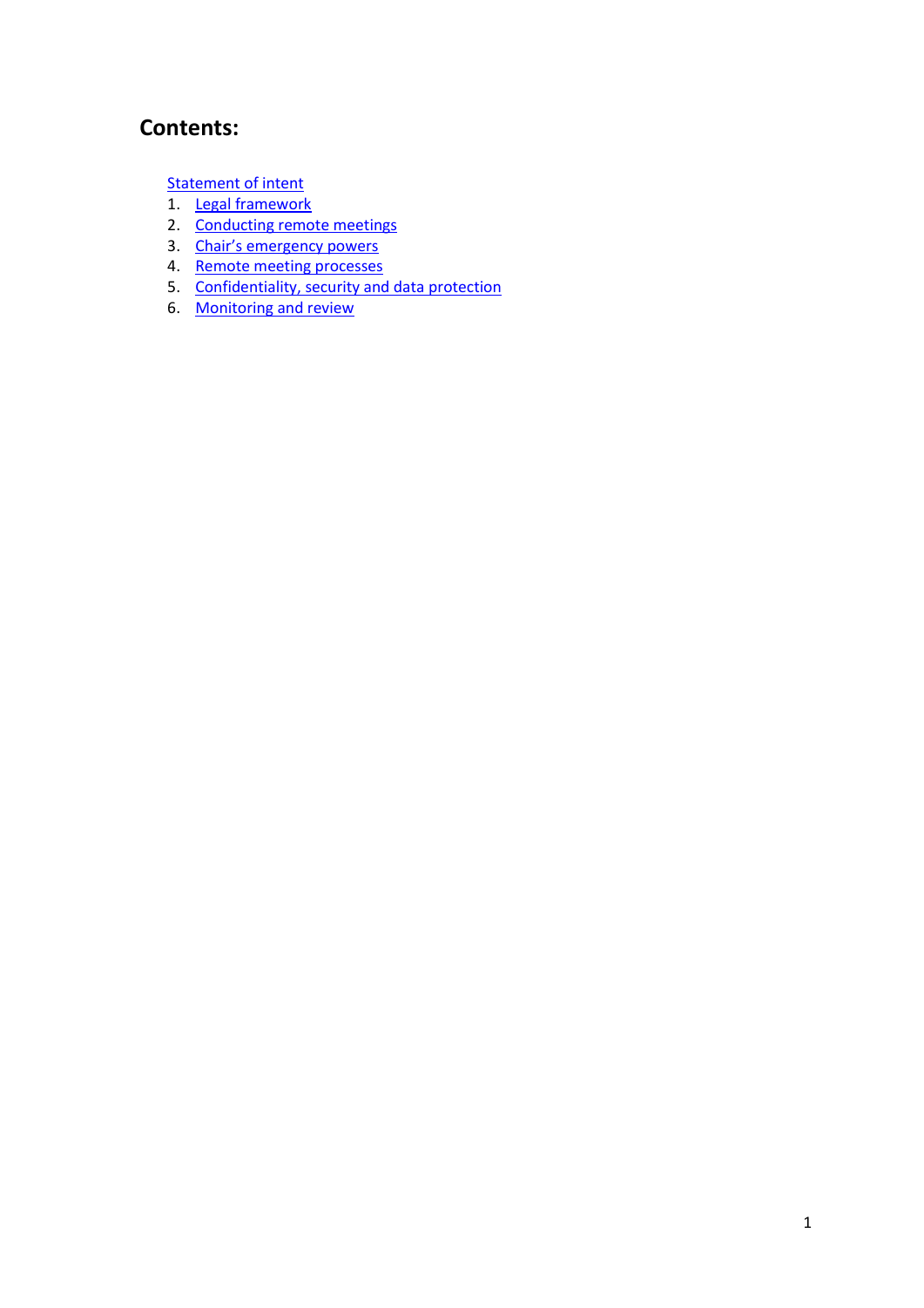## Contents:

Statement of intent

1. Legal framework
2. Conducting remote meetings
3. Chair's emergency powers
4. Remote meeting processes
5. Confidentiality, security and data protection
6. Monitoring and review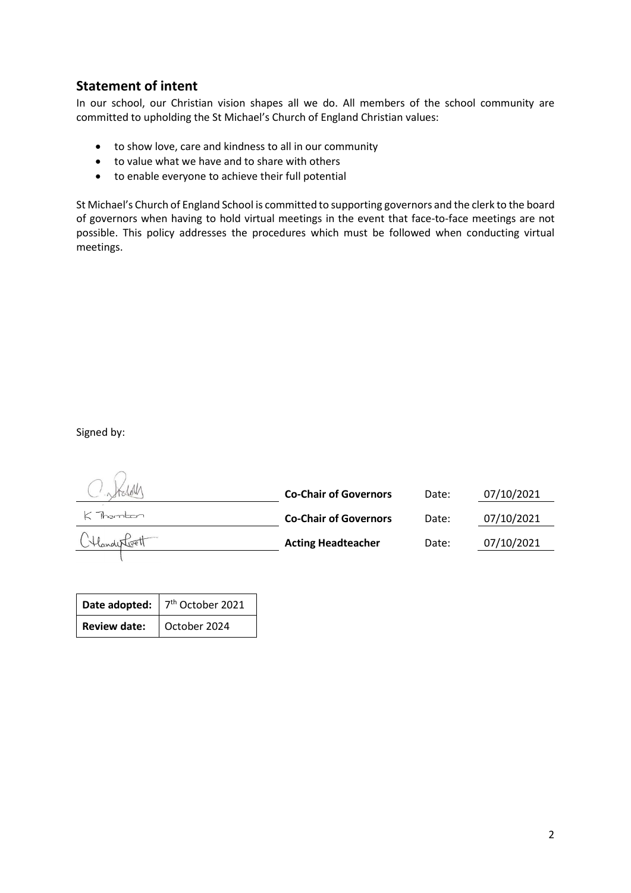## Statement of intent

In our school, our Christian vision shapes all we do. All members of the school community are committed to upholding the St Michael's Church of England Christian values:

- to show love, care and kindness to all in our community
- to value what we have and to share with others
- to enable everyone to achieve their full potential

St Michael's Church of England School is committed to supporting governors and the clerk to the board of governors when having to hold virtual meetings in the event that face-to-face meetings are not possible. This policy addresses the procedures which must be followed when conducting virtual meetings.

Signed by:

| | | | |
|---|---|---|---|
| | **Co-Chair of Governors** | Date: | 07/10/2021 |
| K Thornton | **Co-Chair of Governors** | Date: | 07/10/2021 |
| | **Acting Headteacher** | Date: | 07/10/2021 |

| | |
|---|---|
| **Date adopted:** | 7th October 2021 |
| **Review date:** | October 2024 |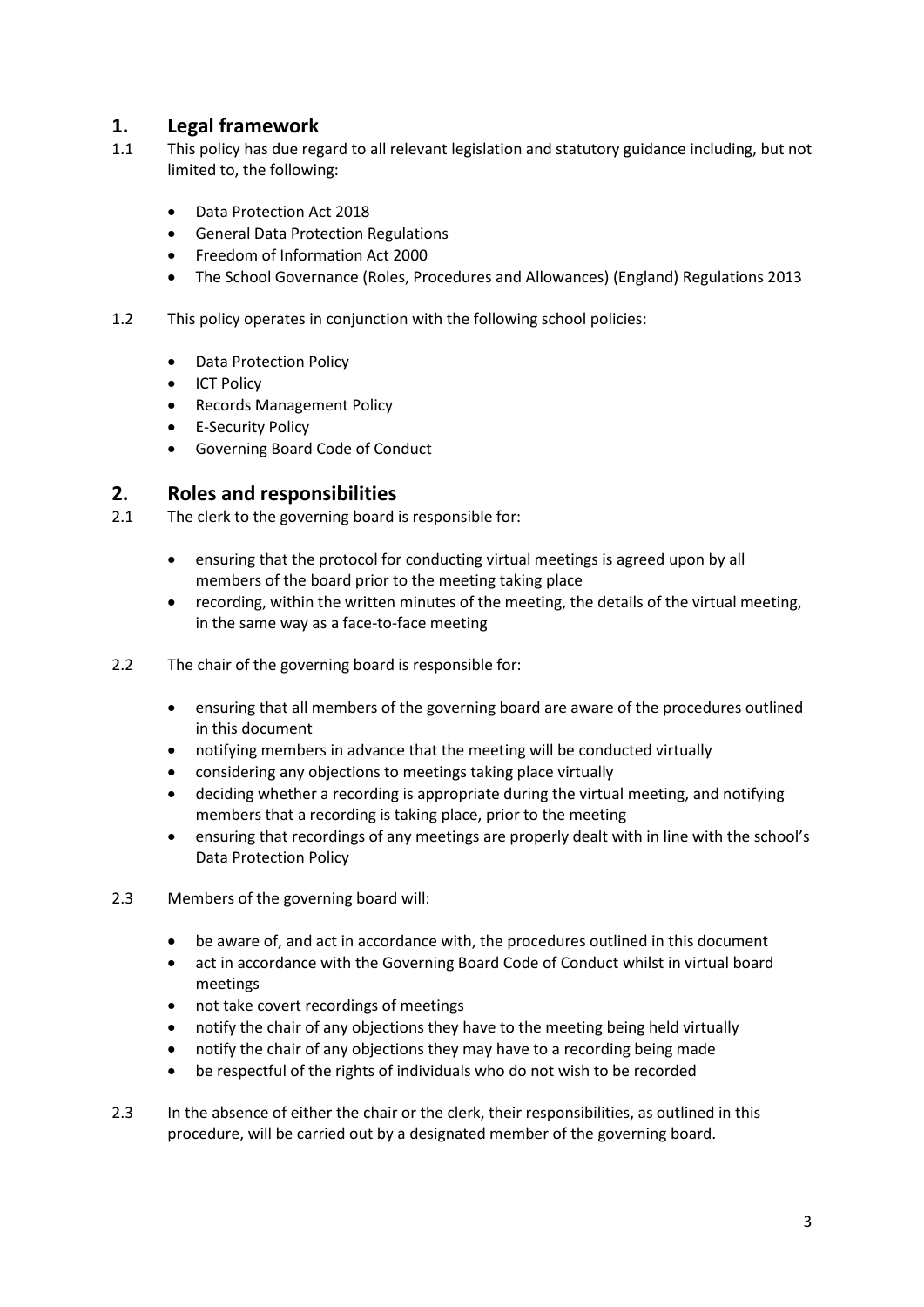## 1. Legal framework

1.1 This policy has due regard to all relevant legislation and statutory guidance including, but not limited to, the following:

- Data Protection Act 2018
- General Data Protection Regulations
- Freedom of Information Act 2000
- The School Governance (Roles, Procedures and Allowances) (England) Regulations 2013

1.2 This policy operates in conjunction with the following school policies:

- Data Protection Policy
- ICT Policy
- Records Management Policy
- E-Security Policy
- Governing Board Code of Conduct

## 2. Roles and responsibilities

2.1 The clerk to the governing board is responsible for:

- ensuring that the protocol for conducting virtual meetings is agreed upon by all members of the board prior to the meeting taking place
- recording, within the written minutes of the meeting, the details of the virtual meeting, in the same way as a face-to-face meeting

2.2 The chair of the governing board is responsible for:

- ensuring that all members of the governing board are aware of the procedures outlined in this document
- notifying members in advance that the meeting will be conducted virtually
- considering any objections to meetings taking place virtually
- deciding whether a recording is appropriate during the virtual meeting, and notifying members that a recording is taking place, prior to the meeting
- ensuring that recordings of any meetings are properly dealt with in line with the school's Data Protection Policy

2.3 Members of the governing board will:

- be aware of, and act in accordance with, the procedures outlined in this document
- act in accordance with the Governing Board Code of Conduct whilst in virtual board meetings
- not take covert recordings of meetings
- notify the chair of any objections they have to the meeting being held virtually
- notify the chair of any objections they may have to a recording being made
- be respectful of the rights of individuals who do not wish to be recorded

2.3 In the absence of either the chair or the clerk, their responsibilities, as outlined in this procedure, will be carried out by a designated member of the governing board.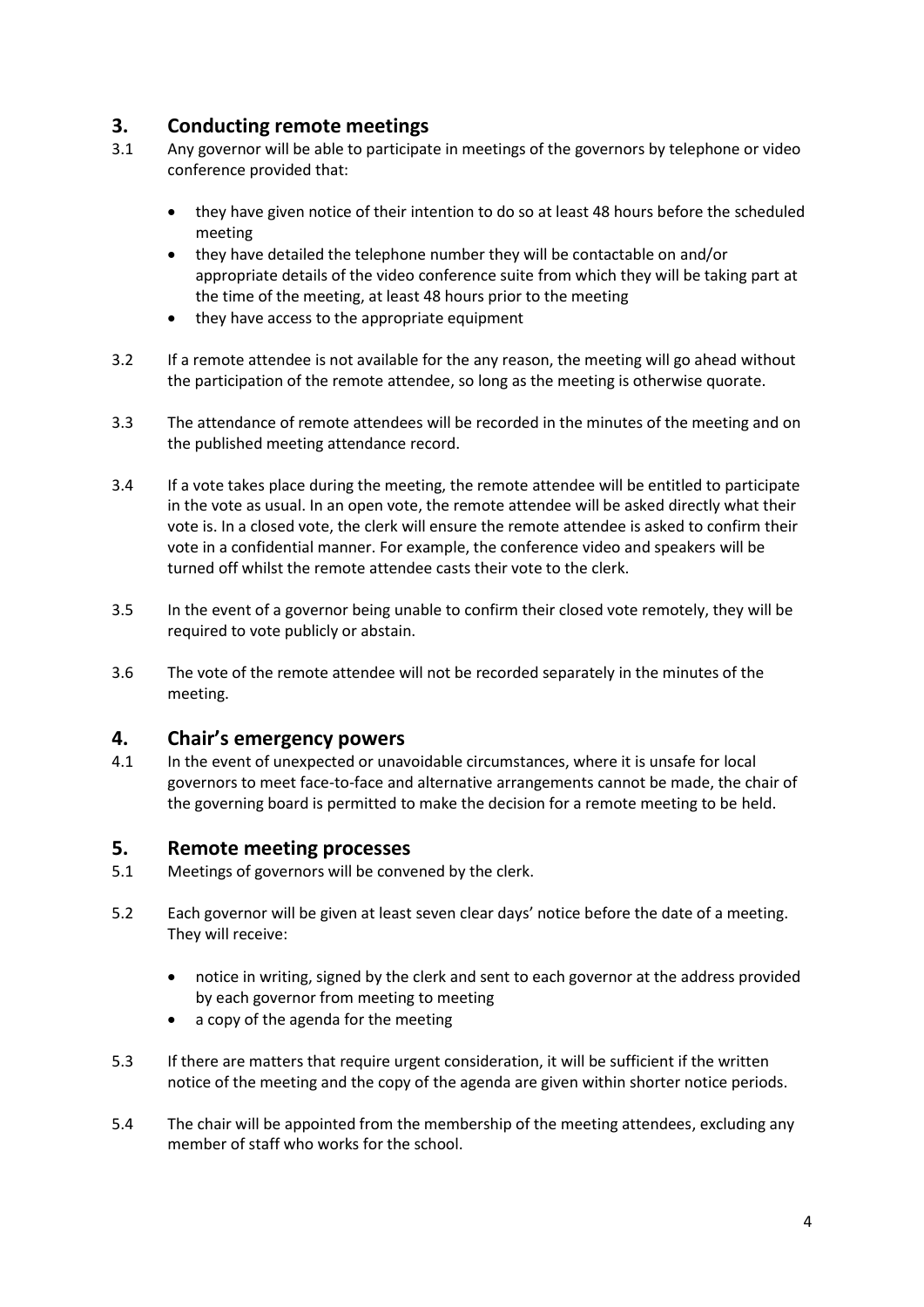## 3. Conducting remote meetings

3.1 Any governor will be able to participate in meetings of the governors by telephone or video conference provided that:

- they have given notice of their intention to do so at least 48 hours before the scheduled meeting
- they have detailed the telephone number they will be contactable on and/or appropriate details of the video conference suite from which they will be taking part at the time of the meeting, at least 48 hours prior to the meeting
- they have access to the appropriate equipment

3.2 If a remote attendee is not available for the any reason, the meeting will go ahead without the participation of the remote attendee, so long as the meeting is otherwise quorate.

3.3 The attendance of remote attendees will be recorded in the minutes of the meeting and on the published meeting attendance record.

3.4 If a vote takes place during the meeting, the remote attendee will be entitled to participate in the vote as usual. In an open vote, the remote attendee will be asked directly what their vote is. In a closed vote, the clerk will ensure the remote attendee is asked to confirm their vote in a confidential manner. For example, the conference video and speakers will be turned off whilst the remote attendee casts their vote to the clerk.

3.5 In the event of a governor being unable to confirm their closed vote remotely, they will be required to vote publicly or abstain.

3.6 The vote of the remote attendee will not be recorded separately in the minutes of the meeting.

## 4. Chair's emergency powers

4.1 In the event of unexpected or unavoidable circumstances, where it is unsafe for local governors to meet face-to-face and alternative arrangements cannot be made, the chair of the governing board is permitted to make the decision for a remote meeting to be held.

## 5. Remote meeting processes

5.1 Meetings of governors will be convened by the clerk.

5.2 Each governor will be given at least seven clear days' notice before the date of a meeting. They will receive:

- notice in writing, signed by the clerk and sent to each governor at the address provided by each governor from meeting to meeting
- a copy of the agenda for the meeting

5.3 If there are matters that require urgent consideration, it will be sufficient if the written notice of the meeting and the copy of the agenda are given within shorter notice periods.

5.4 The chair will be appointed from the membership of the meeting attendees, excluding any member of staff who works for the school.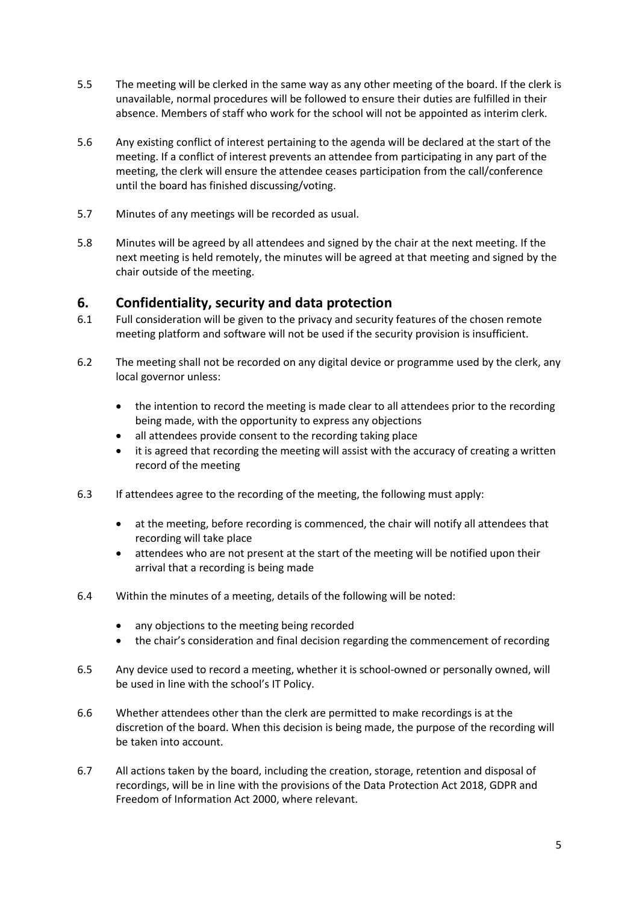5.5 The meeting will be clerked in the same way as any other meeting of the board. If the clerk is unavailable, normal procedures will be followed to ensure their duties are fulfilled in their absence. Members of staff who work for the school will not be appointed as interim clerk.

5.6 Any existing conflict of interest pertaining to the agenda will be declared at the start of the meeting. If a conflict of interest prevents an attendee from participating in any part of the meeting, the clerk will ensure the attendee ceases participation from the call/conference until the board has finished discussing/voting.

5.7 Minutes of any meetings will be recorded as usual.

5.8 Minutes will be agreed by all attendees and signed by the chair at the next meeting. If the next meeting is held remotely, the minutes will be agreed at that meeting and signed by the chair outside of the meeting.

## 6. Confidentiality, security and data protection

6.1 Full consideration will be given to the privacy and security features of the chosen remote meeting platform and software will not be used if the security provision is insufficient.

6.2 The meeting shall not be recorded on any digital device or programme used by the clerk, any local governor unless:

- the intention to record the meeting is made clear to all attendees prior to the recording being made, with the opportunity to express any objections
- all attendees provide consent to the recording taking place
- it is agreed that recording the meeting will assist with the accuracy of creating a written record of the meeting

6.3 If attendees agree to the recording of the meeting, the following must apply:

- at the meeting, before recording is commenced, the chair will notify all attendees that recording will take place
- attendees who are not present at the start of the meeting will be notified upon their arrival that a recording is being made

6.4 Within the minutes of a meeting, details of the following will be noted:

- any objections to the meeting being recorded
- the chair's consideration and final decision regarding the commencement of recording

6.5 Any device used to record a meeting, whether it is school-owned or personally owned, will be used in line with the school's IT Policy.

6.6 Whether attendees other than the clerk are permitted to make recordings is at the discretion of the board. When this decision being made, the purpose of the recording will be taken into account.

6.7 All actions taken by the board, including the creation, storage, retention and disposal of recordings, will be in line with the provisions of the Data Protection Act 2018, GDPR and Freedom of Information Act 2000, where relevant.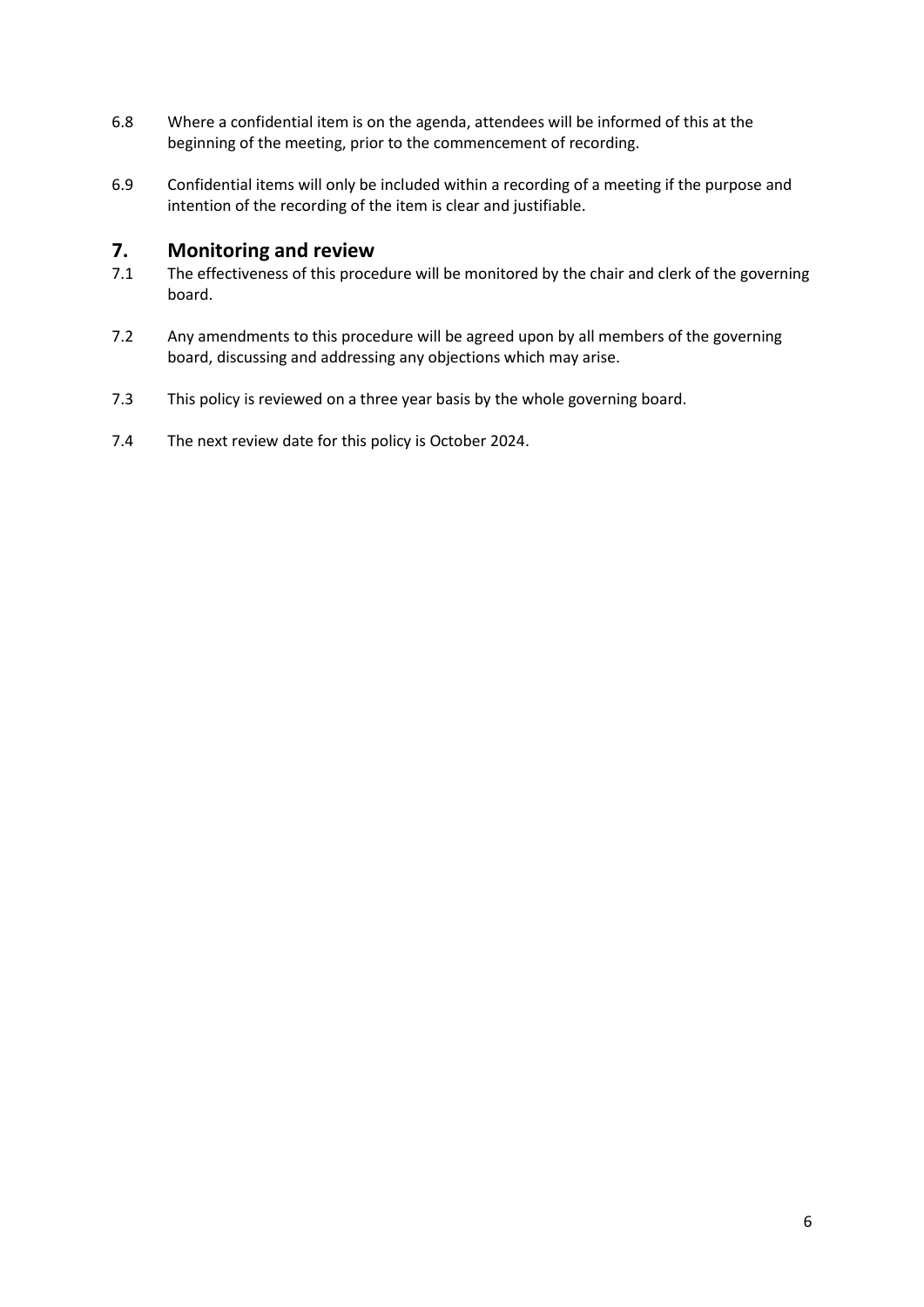6.8 Where a confidential item is on the agenda, attendees will be informed of this at the beginning of the meeting, prior to the commencement of recording.

6.9 Confidential items will only be included within a recording of a meeting if the purpose and intention of the recording of the item is clear and justifiable.

## 7. Monitoring and review

7.1 The effectiveness of this procedure will be monitored by the chair and clerk of the governing board.

7.2 Any amendments to this procedure will be agreed upon by all members of the governing board, discussing and addressing any objections which may arise.

7.3 This policy is reviewed on a three year basis by the whole governing board.

7.4 The next review date for this policy is October 2024.